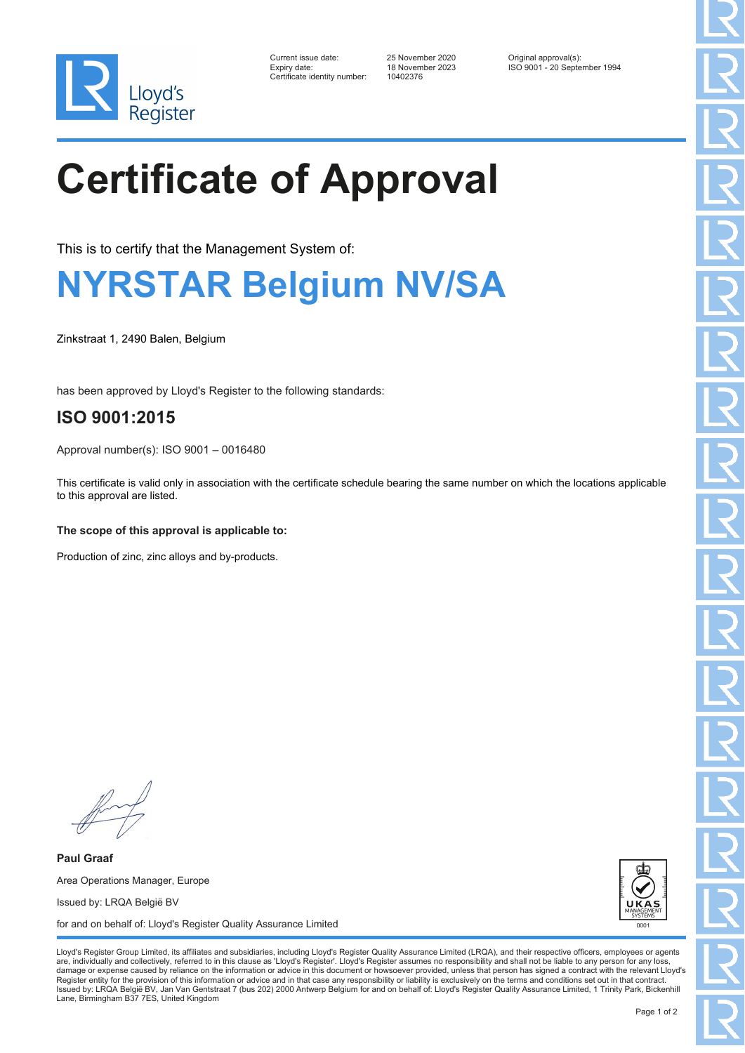Lloyd's Register

| | |
|---|---|
| Current issue date: | 25 November 2020 |
| Expiry date: | 18 November 2023 |
| Certificate identity number: | 10402376 |

Original approval(s):
ISO 9001 - 20 September 1994

# Certificate of Approval

This is to certify that the Management System of:

## NYRSTAR Belgium NV/SA

Zinkstraat 1, 2490 Balen, Belgium

has been approved by Lloyd's Register to the following standards:

### ISO 9001:2015

Approval number(s): ISO 9001 – 0016480

This certificate is valid only in association with the certificate schedule bearing the same number on which the locations applicable to this approval are listed.

**The scope of this approval is applicable to:**

Production of zinc, zinc alloys and by-products.

**Paul Graaf**

Area Operations Manager, Europe

Issued by: LRQA België BV

for and on behalf of: Lloyd's Register Quality Assurance Limited

UKAS MANAGEMENT SYSTEMS 0001

Lloyd's Register Group Limited, its affiliates and subsidiaries, including Lloyd's Register Quality Assurance Limited (LRQA), and their respective officers, employees or agents are, individually and collectively, referred to in this clause as 'Lloyd's Register'. Lloyd's Register assumes no responsibility and shall not be liable to any person for any loss, damage or expense caused by reliance on the information or advice in this document or howsoever provided, unless that person has signed a contract with the relevant Lloyd's Register entity for the provision of this information or advice and in that case any responsibility or liability is exclusively on the terms and conditions set out in that contract.
Issued by: LRQA België BV, Jan Van Gentstraat 7 (bus 202) 2000 Antwerp Belgium for and on behalf of: Lloyd's Register Quality Assurance Limited, 1 Trinity Park, Bickenhill Lane, Birmingham B37 7ES, United Kingdom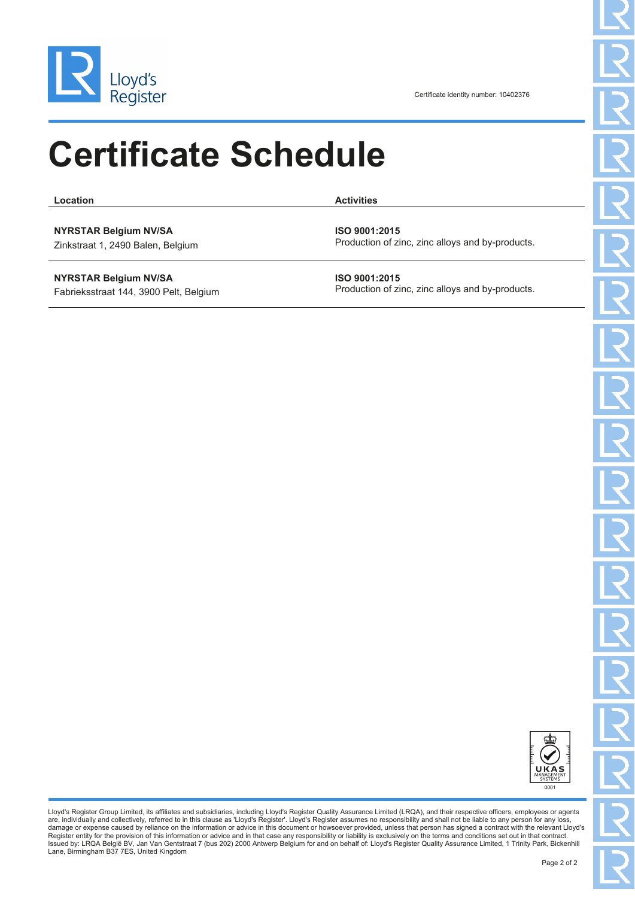Certificate identity number: 10402376

# Certificate Schedule

| Location | Activities |
| --- | --- |
| **NYRSTAR Belgium NV/SA**<br>Zinkstraat 1, 2490 Balen, Belgium | **ISO 9001:2015**<br>Production of zinc, zinc alloys and by-products. |
| **NYRSTAR Belgium NV/SA**<br>Fabrieksstraat 144, 3900 Pelt, Belgium | **ISO 9001:2015**<br>Production of zinc, zinc alloys and by-products. |

UKAS MANAGEMENT SYSTEMS
0001

Lloyd's Register Group Limited, its affiliates and subsidiaries, including Lloyd's Register Quality Assurance Limited (LRQA), and their respective officers, employees or agents are, individually and collectively, referred to in this clause as 'Lloyd's Register'. Lloyd's Register assumes no responsibility and shall not be liable to any person for any loss, damage or expense caused by reliance on the information or advice in this document or howsoever provided, unless that person has signed a contract with the relevant Lloyd's Register entity for the provision of this information or advice and in that case any responsibility or liability is exclusively on the terms and conditions set out in that contract.
Issued by: LRQA België BV, Jan Van Gentstraat 7 (bus 202) 2000 Antwerp Belgium for and on behalf of: Lloyd's Register Quality Assurance Limited, 1 Trinity Park, Bickenhill Lane, Birmingham B37 7ES, United Kingdom